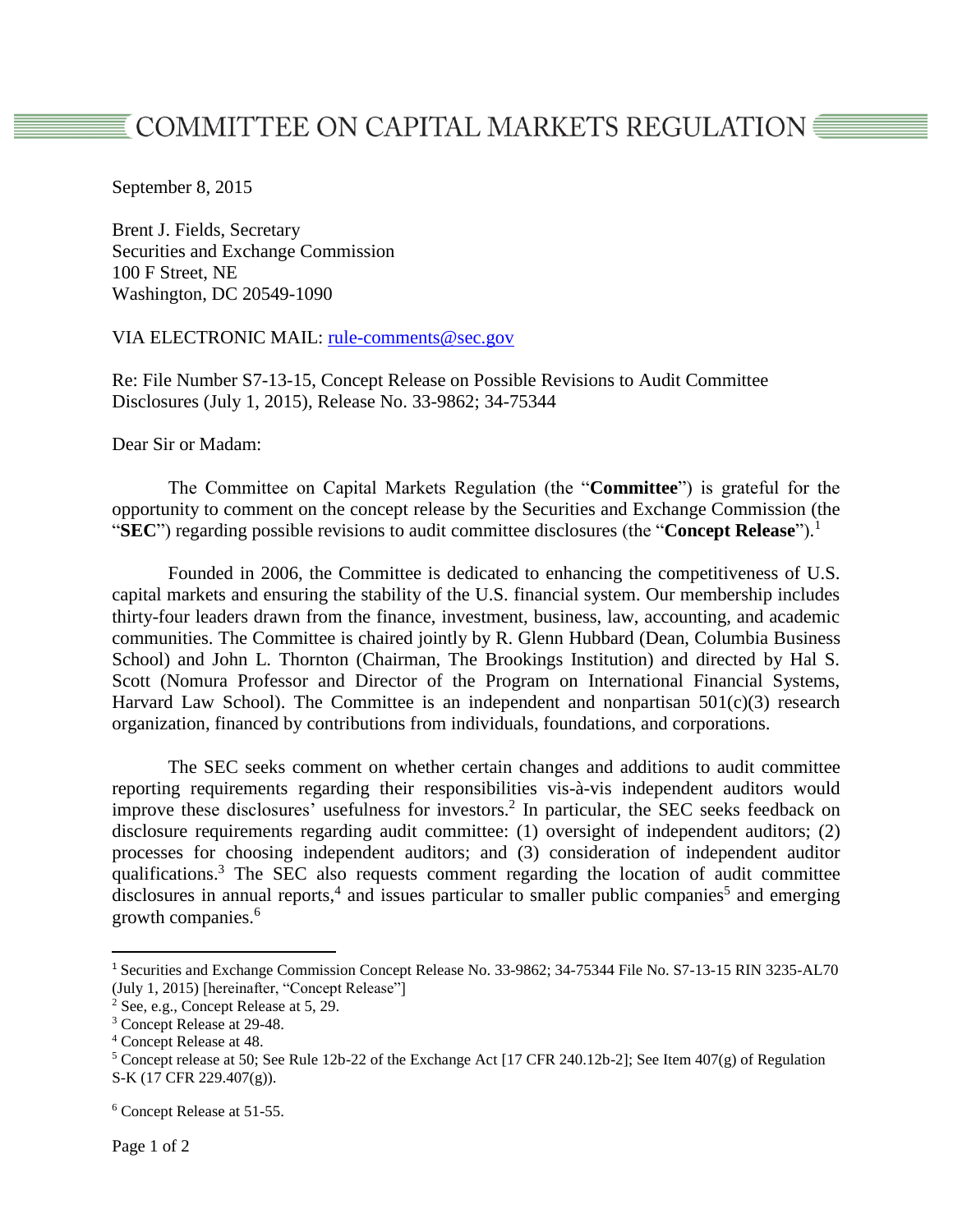# COMMITTEE ON CAPITAL MARKETS REGULATION

September 8, 2015

Brent J. Fields, Secretary
Securities and Exchange Commission
100 F Street, NE
Washington, DC 20549-1090

VIA ELECTRONIC MAIL: rule-comments@sec.gov

Re: File Number S7-13-15, Concept Release on Possible Revisions to Audit Committee Disclosures (July 1, 2015), Release No. 33-9862; 34-75344

Dear Sir or Madam:

The Committee on Capital Markets Regulation (the "**Committee**") is grateful for the opportunity to comment on the concept release by the Securities and Exchange Commission (the "**SEC**") regarding possible revisions to audit committee disclosures (the "**Concept Release**").[1]

Founded in 2006, the Committee is dedicated to enhancing the competitiveness of U.S. capital markets and ensuring the stability of the U.S. financial system. Our membership includes thirty-four leaders drawn from the finance, investment, business, law, accounting, and academic communities. The Committee is chaired jointly by R. Glenn Hubbard (Dean, Columbia Business School) and John L. Thornton (Chairman, The Brookings Institution) and directed by Hal S. Scott (Nomura Professor and Director of the Program on International Financial Systems, Harvard Law School). The Committee is an independent and nonpartisan 501(c)(3) research organization, financed by contributions from individuals, foundations, and corporations.

The SEC seeks comment on whether certain changes and additions to audit committee reporting requirements regarding their responsibilities vis-à-vis independent auditors would improve these disclosures' usefulness for investors.[2] In particular, the SEC seeks feedback on disclosure requirements regarding audit committee: (1) oversight of independent auditors; (2) processes for choosing independent auditors; and (3) consideration of independent auditor qualifications.[3] The SEC also requests comment regarding the location of audit committee disclosures in annual reports,[4] and issues particular to smaller public companies[5] and emerging growth companies.[6]

---

[1] Securities and Exchange Commission Concept Release No. 33-9862; 34-75344 File No. S7-13-15 RIN 3235-AL70 (July 1, 2015) [hereinafter, "Concept Release"]

[2] See, e.g., Concept Release at 5, 29.

[3] Concept Release at 29-48.

[4] Concept Release at 48.

[5] Concept release at 50; See Rule 12b-22 of the Exchange Act [17 CFR 240.12b-2]; See Item 407(g) of Regulation S-K (17 CFR 229.407(g)).

[6] Concept Release at 51-55.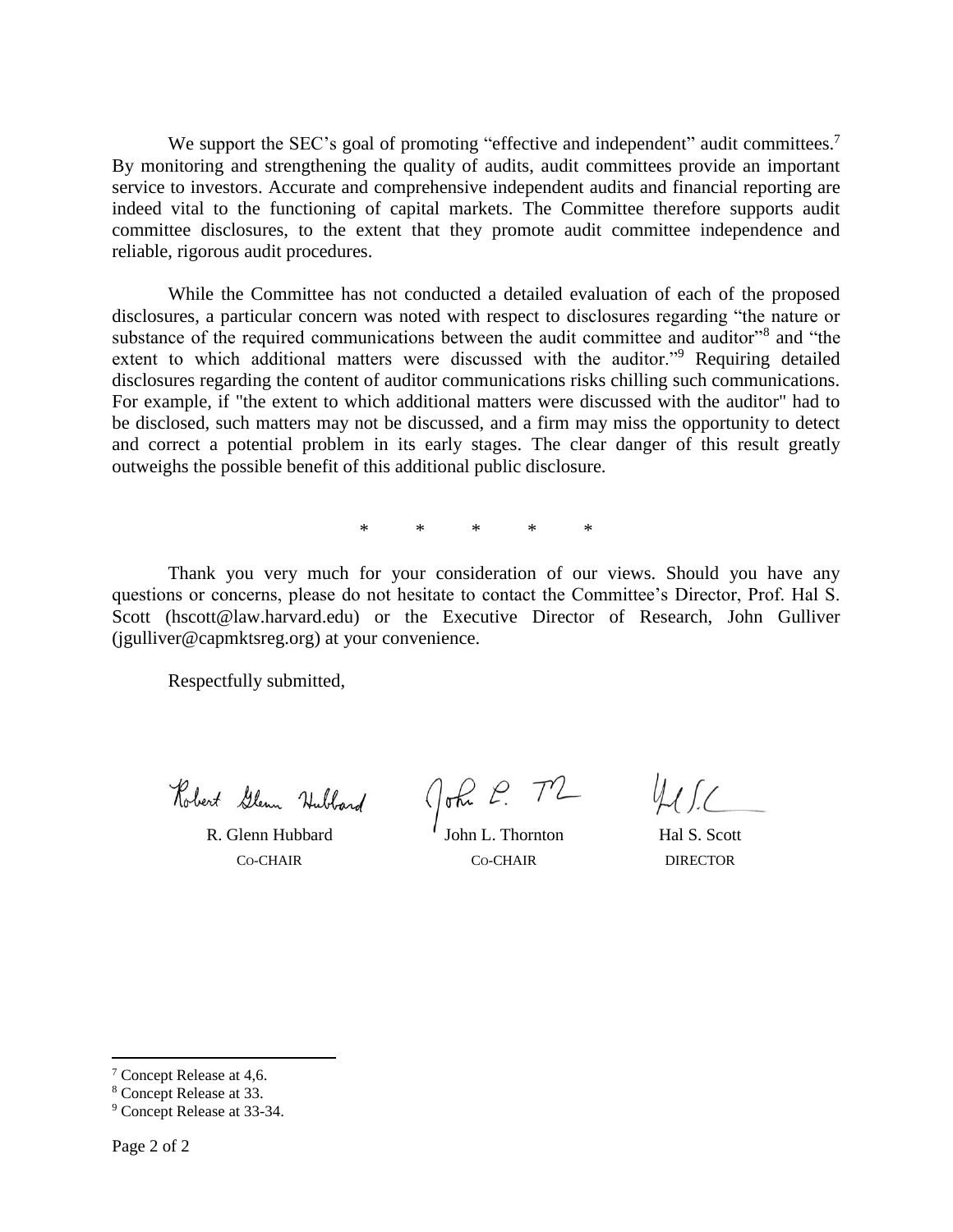We support the SEC's goal of promoting "effective and independent" audit committees.[7] By monitoring and strengthening the quality of audits, audit committees provide an important service to investors. Accurate and comprehensive independent audits and financial reporting are indeed vital to the functioning of capital markets. The Committee therefore supports audit committee disclosures, to the extent that they promote audit committee independence and reliable, rigorous audit procedures.

While the Committee has not conducted a detailed evaluation of each of the proposed disclosures, a particular concern was noted with respect to disclosures regarding "the nature or substance of the required communications between the audit committee and auditor"[8] and "the extent to which additional matters were discussed with the auditor."[9] Requiring detailed disclosures regarding the content of auditor communications risks chilling such communications. For example, if "the extent to which additional matters were discussed with the auditor" had to be disclosed, such matters may not be discussed, and a firm may miss the opportunity to detect and correct a potential problem in its early stages. The clear danger of this result greatly outweighs the possible benefit of this additional public disclosure.

\*　　\*　　\*　　\*　　\*

Thank you very much for your consideration of our views. Should you have any questions or concerns, please do not hesitate to contact the Committee's Director, Prof. Hal S. Scott (hscott@law.harvard.edu) or the Executive Director of Research, John Gulliver (jgulliver@capmktsreg.org) at your convenience.

Respectfully submitted,

| | | |
|---|---|---|
| R. Glenn Hubbard | John L. Thornton | Hal S. Scott |
| CO-CHAIR | CO-CHAIR | DIRECTOR |

---

[7] Concept Release at 4,6.

[8] Concept Release at 33.

[9] Concept Release at 33-34.